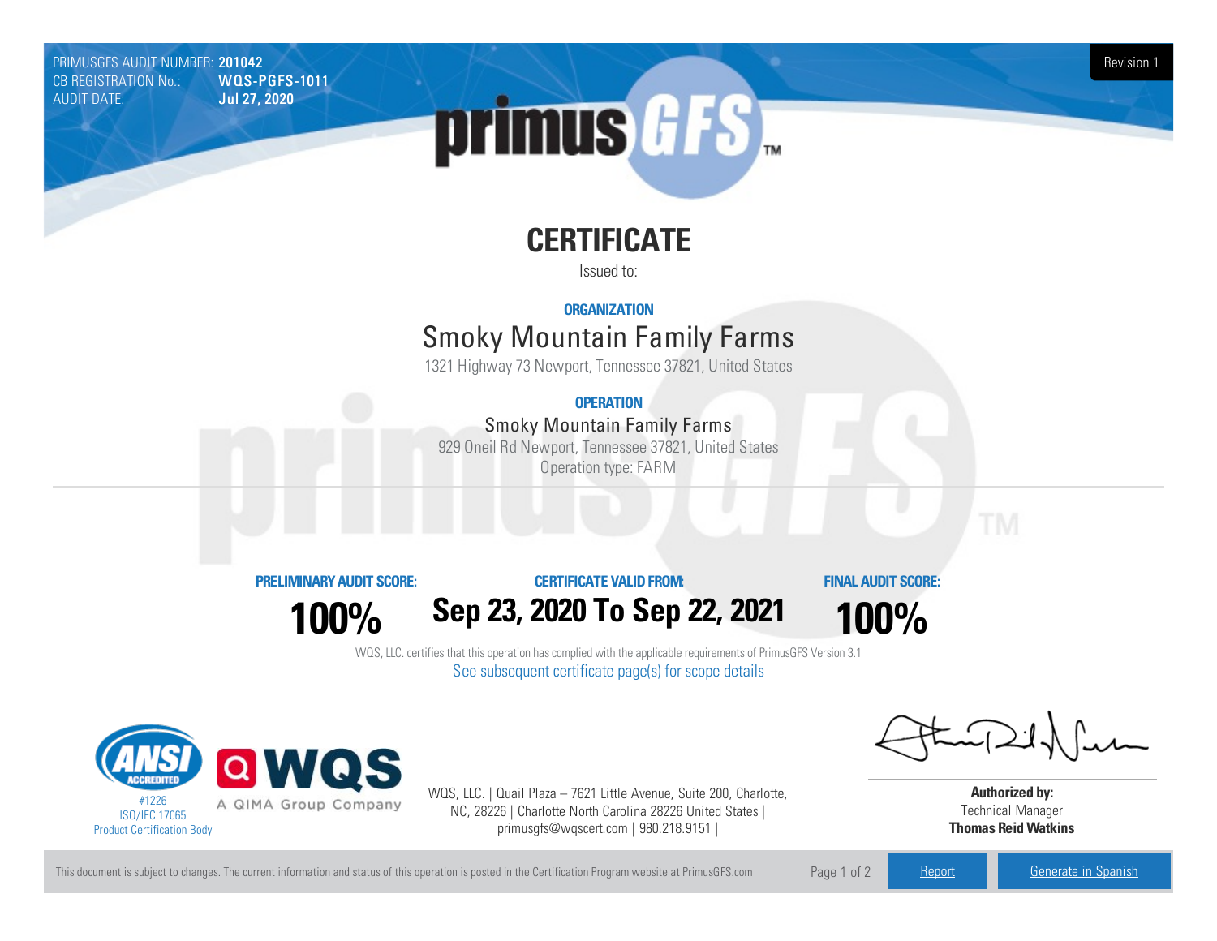PRIMUSGFS AUDIT NUMBER: **201042**
CB REGISTRATION No.: **WQS-PGFS-1011**
AUDIT DATE: **Jul 27, 2020**

Revision 1

# CERTIFICATE

Issued to:

**ORGANIZATION**

## Smoky Mountain Family Farms

1321 Highway 73 Newport, Tennessee 37821, United States

**OPERATION**

### Smoky Mountain Family Farms

929 Oneil Rd Newport, Tennessee 37821, United States

Operation type: FARM

| PRELIMINARY AUDIT SCORE: | CERTIFICATE VALID FROM: | FINAL AUDIT SCORE: |
| --- | --- | --- |
| **100%** | **Sep 23, 2020 To Sep 22, 2021** | **100%** |

WQS, LLC. certifies that this operation has complied with the applicable requirements of PrimusGFS Version 3.1

See subsequent certificate page(s) for scope details

ANSI ACCREDITED #1226 ISO/IEC 17065 Product Certification Body

WQS A QIMA Group Company

WQS, LLC. | Quail Plaza – 7621 Little Avenue, Suite 200, Charlotte, NC, 28226 | Charlotte North Carolina 28226 United States | primusgfs@wqscert.com | 980.218.9151 |

**Authorized by:**
Technical Manager
**Thomas Reid Watkins**

This document is subject to changes. The current information and status of this operation is posted in the Certification Program website at PrimusGFS.com

Report | Generate in Spanish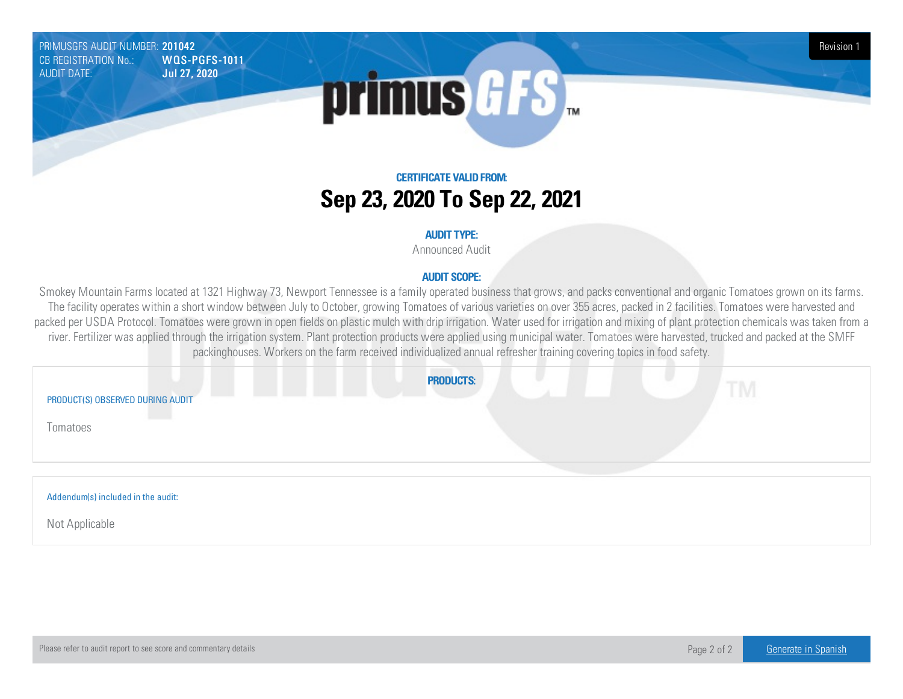PRIMUSGFS AUDIT NUMBER: **201042**
CB REGISTRATION No.: **WQS-PGFS-1011**
AUDIT DATE: **Jul 27, 2020**

Revision 1

**CERTIFICATE VALID FROM:**

# Sep 23, 2020 To Sep 22, 2021

**AUDIT TYPE:**

Announced Audit

**AUDIT SCOPE:**

Smokey Mountain Farms located at 1321 Highway 73, Newport Tennessee is a family operated business that grows, and packs conventional and organic Tomatoes grown on its farms. The facility operates within a short window between July to October, growing Tomatoes of various varieties on over 355 acres, packed in 2 facilities. Tomatoes were harvested and packed per USDA Protocol. Tomatoes were grown in open fields on plastic mulch with drip irrigation. Water used for irrigation and mixing of plant protection chemicals was taken from a river. Fertilizer was applied through the irrigation system. Plant protection products were applied using municipal water. Tomatoes were harvested, trucked and packed at the SMFF packinghouses. Workers on the farm received individualized annual refresher training covering topics in food safety.

**PRODUCTS:**

PRODUCT(S) OBSERVED DURING AUDIT

Tomatoes

Addendum(s) included in the audit:

Not Applicable

Please refer to audit report to see score and commentary details

Generate in Spanish